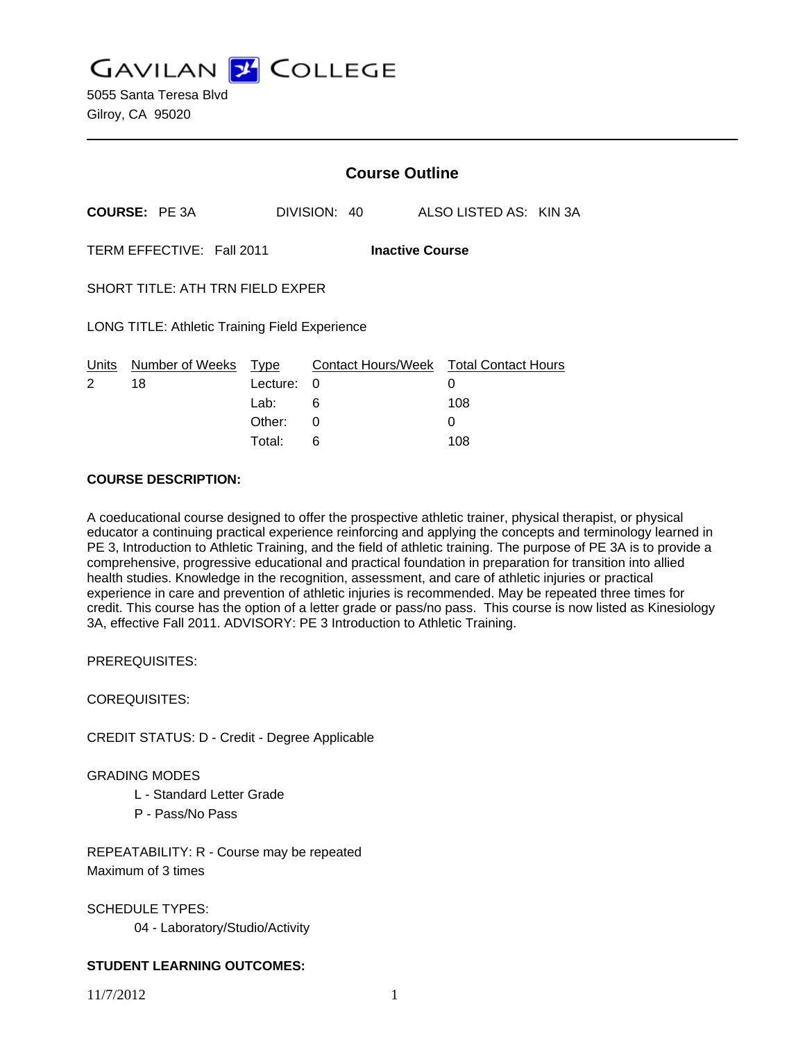# GAVILAN COLLEGE

5055 Santa Teresa Blvd
Gilroy, CA 95020

## Course Outline

**COURSE:** PE 3A DIVISION: 40 ALSO LISTED AS: KIN 3A

TERM EFFECTIVE: Fall 2011 **Inactive Course**

SHORT TITLE: ATH TRN FIELD EXPER

LONG TITLE: Athletic Training Field Experience

| Units | Number of Weeks | Type | Contact Hours/Week | Total Contact Hours |
|---|---|---|---|---|
| 2 | 18 | Lecture: | 0 | 0 |
| | | Lab: | 6 | 108 |
| | | Other: | 0 | 0 |
| | | Total: | 6 | 108 |

**COURSE DESCRIPTION:**

A coeducational course designed to offer the prospective athletic trainer, physical therapist, or physical educator a continuing practical experience reinforcing and applying the concepts and terminology learned in PE 3, Introduction to Athletic Training, and the field of athletic training. The purpose of PE 3A is to provide a comprehensive, progressive educational and practical foundation in preparation for transition into allied health studies. Knowledge in the recognition, assessment, and care of athletic injuries or practical experience in care and prevention of athletic injuries is recommended. May be repeated three times for credit. This course has the option of a letter grade or pass/no pass. This course is now listed as Kinesiology 3A, effective Fall 2011. ADVISORY: PE 3 Introduction to Athletic Training.

PREREQUISITES:

COREQUISITES:

CREDIT STATUS: D - Credit - Degree Applicable

GRADING MODES

- L - Standard Letter Grade
- P - Pass/No Pass

REPEATABILITY: R - Course may be repeated
Maximum of 3 times

SCHEDULE TYPES:

- 04 - Laboratory/Studio/Activity

**STUDENT LEARNING OUTCOMES:**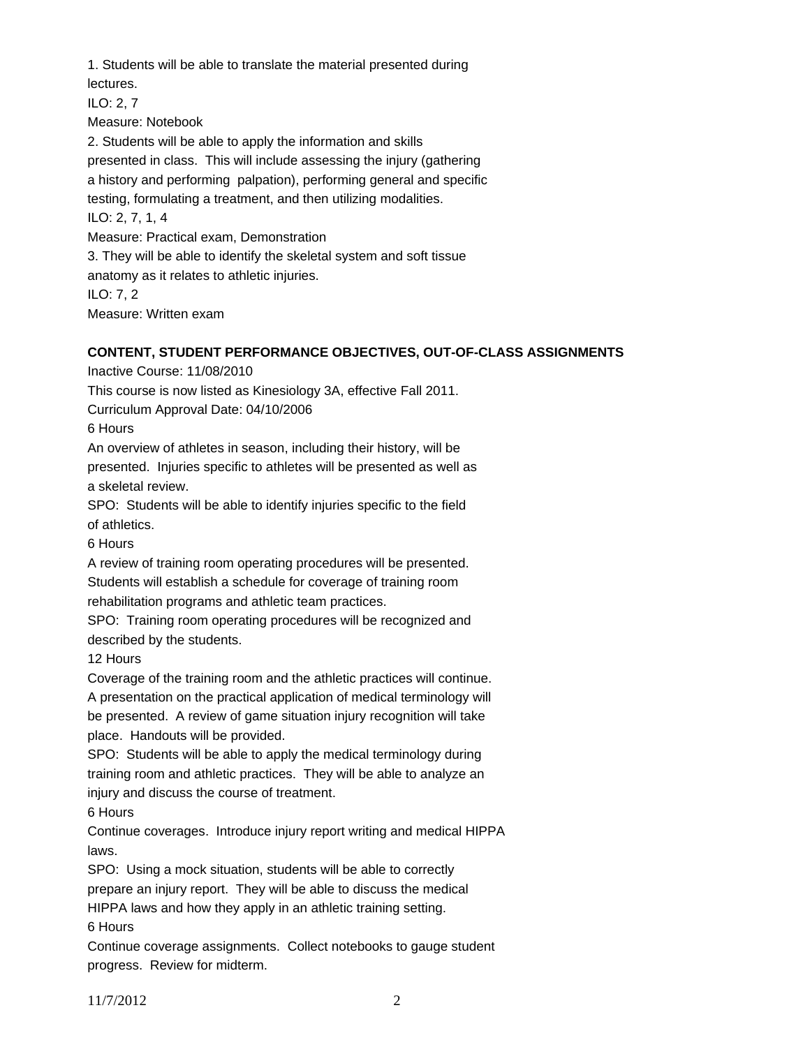1. Students will be able to translate the material presented during lectures.
ILO: 2, 7
Measure: Notebook
2. Students will be able to apply the information and skills presented in class. This will include assessing the injury (gathering a history and performing palpation), performing general and specific testing, formulating a treatment, and then utilizing modalities.
ILO: 2, 7, 1, 4
Measure: Practical exam, Demonstration
3. They will be able to identify the skeletal system and soft tissue anatomy as it relates to athletic injuries.
ILO: 7, 2
Measure: Written exam

**CONTENT, STUDENT PERFORMANCE OBJECTIVES, OUT-OF-CLASS ASSIGNMENTS**

Inactive Course: 11/08/2010

This course is now listed as Kinesiology 3A, effective Fall 2011.

Curriculum Approval Date: 04/10/2006

6 Hours

An overview of athletes in season, including their history, will be presented. Injuries specific to athletes will be presented as well as a skeletal review.

SPO: Students will be able to identify injuries specific to the field of athletics.

6 Hours

A review of training room operating procedures will be presented. Students will establish a schedule for coverage of training room rehabilitation programs and athletic team practices.

SPO: Training room operating procedures will be recognized and described by the students.

12 Hours

Coverage of the training room and the athletic practices will continue. A presentation on the practical application of medical terminology will be presented. A review of game situation injury recognition will take place. Handouts will be provided.

SPO: Students will be able to apply the medical terminology during training room and athletic practices. They will be able to analyze an injury and discuss the course of treatment.

6 Hours

Continue coverages. Introduce injury report writing and medical HIPPA laws.

SPO: Using a mock situation, students will be able to correctly prepare an injury report. They will be able to discuss the medical HIPPA laws and how they apply in an athletic training setting.

6 Hours

Continue coverage assignments. Collect notebooks to gauge student progress. Review for midterm.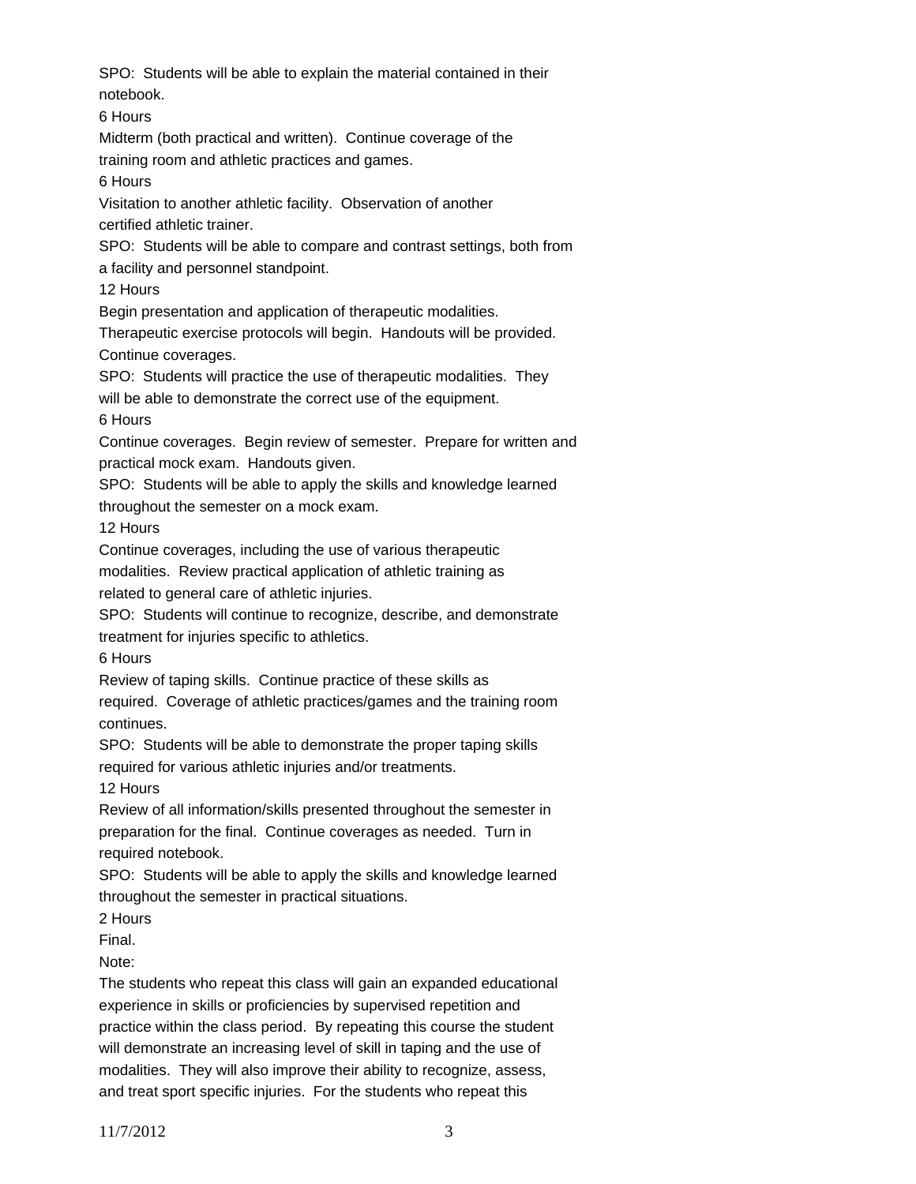SPO: Students will be able to explain the material contained in their notebook.

6 Hours

Midterm (both practical and written). Continue coverage of the training room and athletic practices and games.

6 Hours

Visitation to another athletic facility. Observation of another certified athletic trainer.

SPO: Students will be able to compare and contrast settings, both from a facility and personnel standpoint.

12 Hours

Begin presentation and application of therapeutic modalities. Therapeutic exercise protocols will begin. Handouts will be provided. Continue coverages.

SPO: Students will practice the use of therapeutic modalities. They will be able to demonstrate the correct use of the equipment.

6 Hours

Continue coverages. Begin review of semester. Prepare for written and practical mock exam. Handouts given.

SPO: Students will be able to apply the skills and knowledge learned throughout the semester on a mock exam.

12 Hours

Continue coverages, including the use of various therapeutic modalities. Review practical application of athletic training as related to general care of athletic injuries.

SPO: Students will continue to recognize, describe, and demonstrate treatment for injuries specific to athletics.

6 Hours

Review of taping skills. Continue practice of these skills as required. Coverage of athletic practices/games and the training room continues.

SPO: Students will be able to demonstrate the proper taping skills required for various athletic injuries and/or treatments.

12 Hours

Review of all information/skills presented throughout the semester in preparation for the final. Continue coverages as needed. Turn in required notebook.

SPO: Students will be able to apply the skills and knowledge learned throughout the semester in practical situations.

2 Hours

Final.

Note:

The students who repeat this class will gain an expanded educational experience in skills or proficiencies by supervised repetition and practice within the class period. By repeating this course the student will demonstrate an increasing level of skill in taping and the use of modalities. They will also improve their ability to recognize, assess, and treat sport specific injuries. For the students who repeat this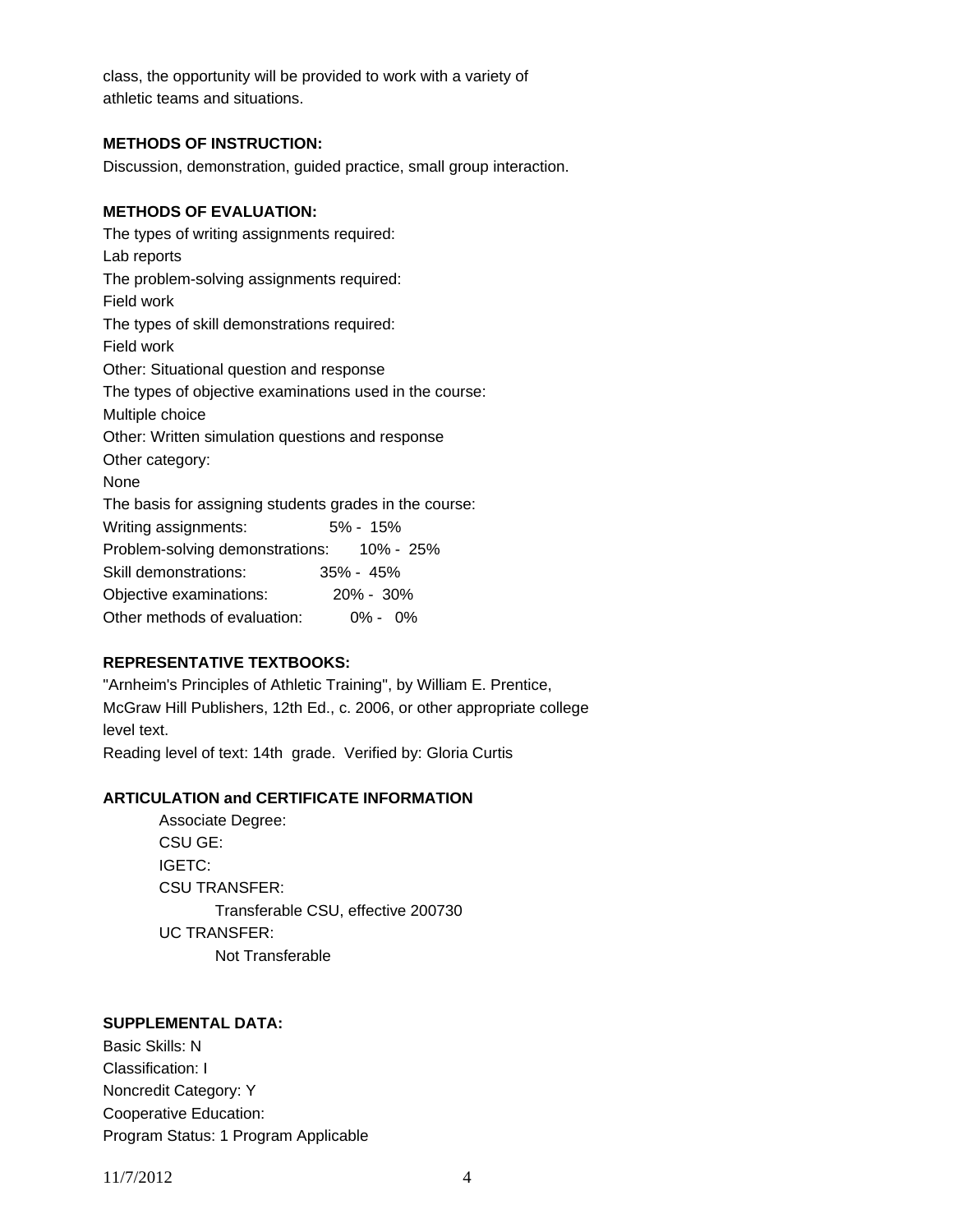class, the opportunity will be provided to work with a variety of athletic teams and situations.

**METHODS OF INSTRUCTION:**

Discussion, demonstration, guided practice, small group interaction.

**METHODS OF EVALUATION:**

The types of writing assignments required:
Lab reports
The problem-solving assignments required:
Field work
The types of skill demonstrations required:
Field work
Other: Situational question and response
The types of objective examinations used in the course:
Multiple choice
Other: Written simulation questions and response
Other category:
None
The basis for assigning students grades in the course:

| | |
|---|---|
| Writing assignments: | 5% - 15% |
| Problem-solving demonstrations: | 10% - 25% |
| Skill demonstrations: | 35% - 45% |
| Objective examinations: | 20% - 30% |
| Other methods of evaluation: | 0% - 0% |

**REPRESENTATIVE TEXTBOOKS:**

"Arnheim's Principles of Athletic Training", by William E. Prentice, McGraw Hill Publishers, 12th Ed., c. 2006, or other appropriate college level text.
Reading level of text: 14th grade. Verified by: Gloria Curtis

**ARTICULATION and CERTIFICATE INFORMATION**

Associate Degree:
CSU GE:
IGETC:
CSU TRANSFER:
Transferable CSU, effective 200730
UC TRANSFER:
Not Transferable

**SUPPLEMENTAL DATA:**

Basic Skills: N
Classification: I
Noncredit Category: Y
Cooperative Education:
Program Status: 1 Program Applicable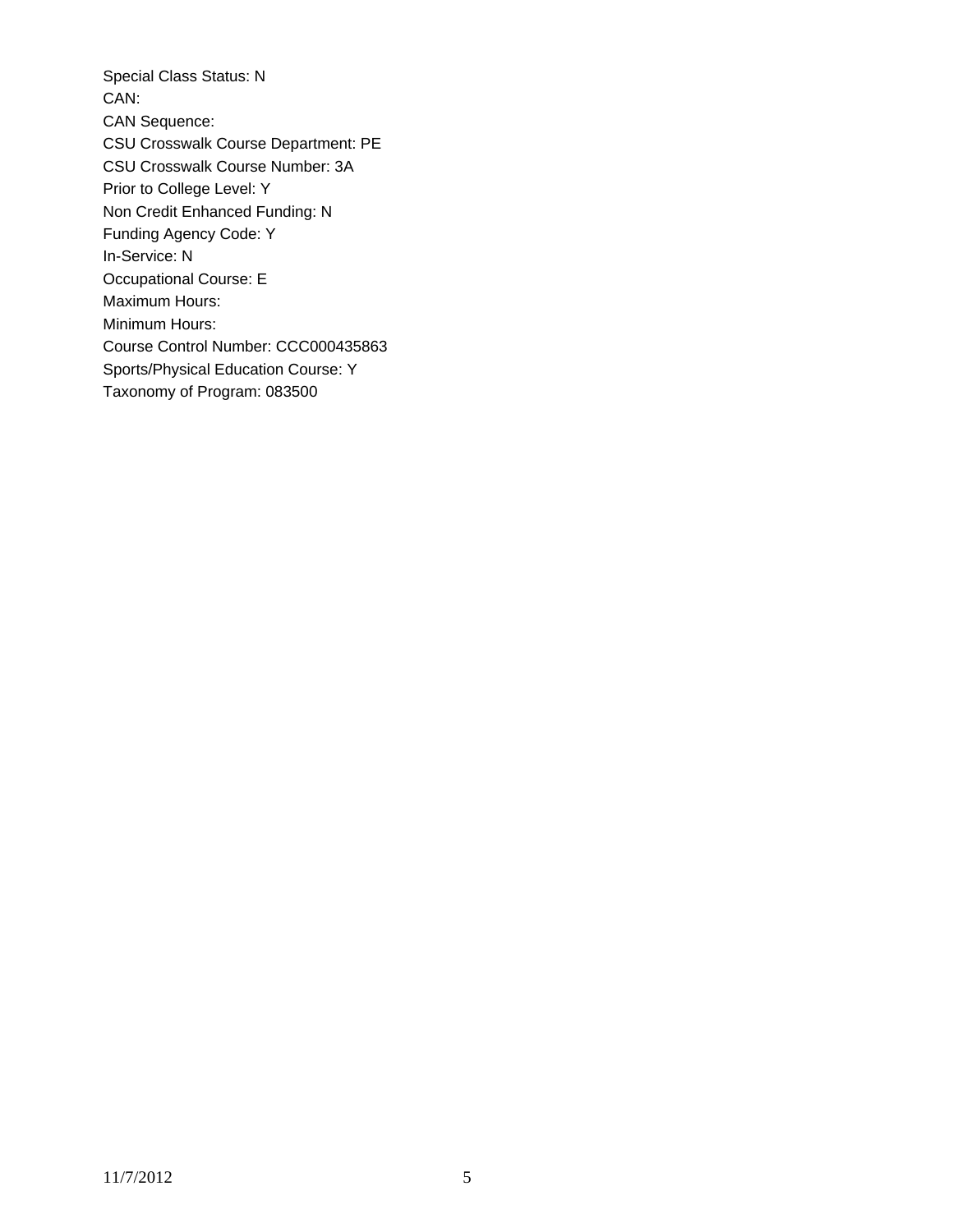Special Class Status: N
CAN:
CAN Sequence:
CSU Crosswalk Course Department: PE
CSU Crosswalk Course Number: 3A
Prior to College Level: Y
Non Credit Enhanced Funding: N
Funding Agency Code: Y
In-Service: N
Occupational Course: E
Maximum Hours:
Minimum Hours:
Course Control Number: CCC000435863
Sports/Physical Education Course: Y
Taxonomy of Program: 083500